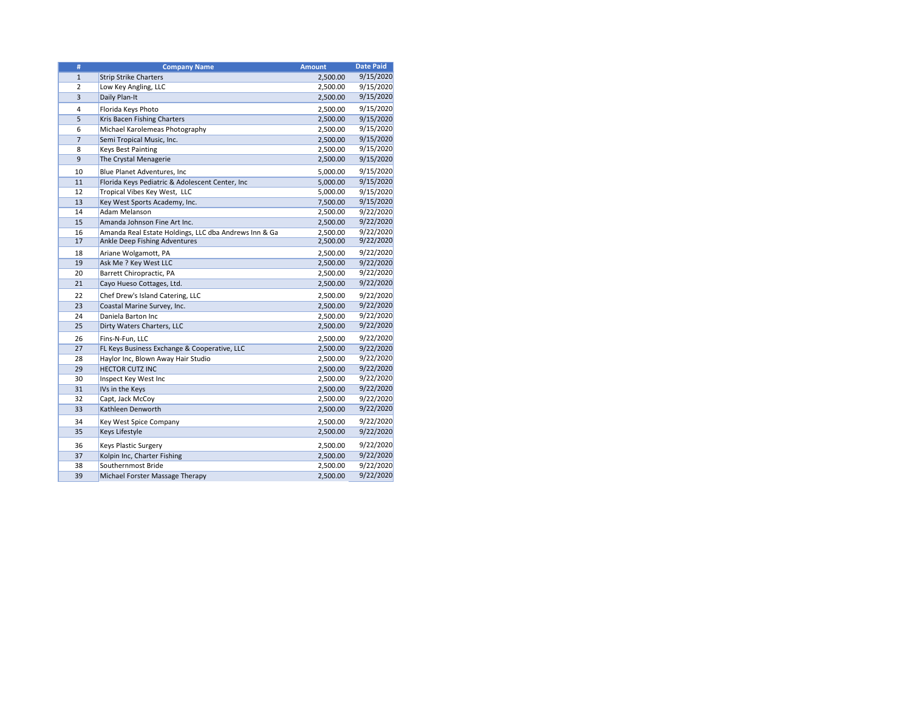| # | Company Name | Amount | Date Paid |
|---|---|---|---|
| 1 | Strip Strike Charters | 2,500.00 | 9/15/2020 |
| 2 | Low Key Angling, LLC | 2,500.00 | 9/15/2020 |
| 3 | Daily Plan-It | 2,500.00 | 9/15/2020 |
| 4 | Florida Keys Photo | 2,500.00 | 9/15/2020 |
| 5 | Kris Bacen Fishing Charters | 2,500.00 | 9/15/2020 |
| 6 | Michael Karolemeas Photography | 2,500.00 | 9/15/2020 |
| 7 | Semi Tropical Music, Inc. | 2,500.00 | 9/15/2020 |
| 8 | Keys Best Painting | 2,500.00 | 9/15/2020 |
| 9 | The Crystal Menagerie | 2,500.00 | 9/15/2020 |
| 10 | Blue Planet Adventures, Inc | 5,000.00 | 9/15/2020 |
| 11 | Florida Keys Pediatric & Adolescent Center, Inc | 5,000.00 | 9/15/2020 |
| 12 | Tropical Vibes Key West, LLC | 5,000.00 | 9/15/2020 |
| 13 | Key West Sports Academy, Inc. | 7,500.00 | 9/15/2020 |
| 14 | Adam Melanson | 2,500.00 | 9/22/2020 |
| 15 | Amanda Johnson Fine Art Inc. | 2,500.00 | 9/22/2020 |
| 16 | Amanda Real Estate Holdings, LLC dba Andrews Inn & Ga | 2,500.00 | 9/22/2020 |
| 17 | Ankle Deep Fishing Adventures | 2,500.00 | 9/22/2020 |
| 18 | Ariane Wolgamott, PA | 2,500.00 | 9/22/2020 |
| 19 | Ask Me ? Key West LLC | 2,500.00 | 9/22/2020 |
| 20 | Barrett Chiropractic, PA | 2,500.00 | 9/22/2020 |
| 21 | Cayo Hueso Cottages, Ltd. | 2,500.00 | 9/22/2020 |
| 22 | Chef Drew's Island Catering, LLC | 2,500.00 | 9/22/2020 |
| 23 | Coastal Marine Survey, Inc. | 2,500.00 | 9/22/2020 |
| 24 | Daniela Barton Inc | 2,500.00 | 9/22/2020 |
| 25 | Dirty Waters Charters, LLC | 2,500.00 | 9/22/2020 |
| 26 | Fins-N-Fun, LLC | 2,500.00 | 9/22/2020 |
| 27 | FL Keys Business Exchange & Cooperative, LLC | 2,500.00 | 9/22/2020 |
| 28 | Haylor Inc, Blown Away Hair Studio | 2,500.00 | 9/22/2020 |
| 29 | HECTOR CUTZ INC | 2,500.00 | 9/22/2020 |
| 30 | Inspect Key West Inc | 2,500.00 | 9/22/2020 |
| 31 | IVs in the Keys | 2,500.00 | 9/22/2020 |
| 32 | Capt, Jack McCoy | 2,500.00 | 9/22/2020 |
| 33 | Kathleen Denworth | 2,500.00 | 9/22/2020 |
| 34 | Key West Spice Company | 2,500.00 | 9/22/2020 |
| 35 | Keys Lifestyle | 2,500.00 | 9/22/2020 |
| 36 | Keys Plastic Surgery | 2,500.00 | 9/22/2020 |
| 37 | Kolpin Inc, Charter Fishing | 2,500.00 | 9/22/2020 |
| 38 | Southernmost Bride | 2,500.00 | 9/22/2020 |
| 39 | Michael Forster Massage Therapy | 2,500.00 | 9/22/2020 |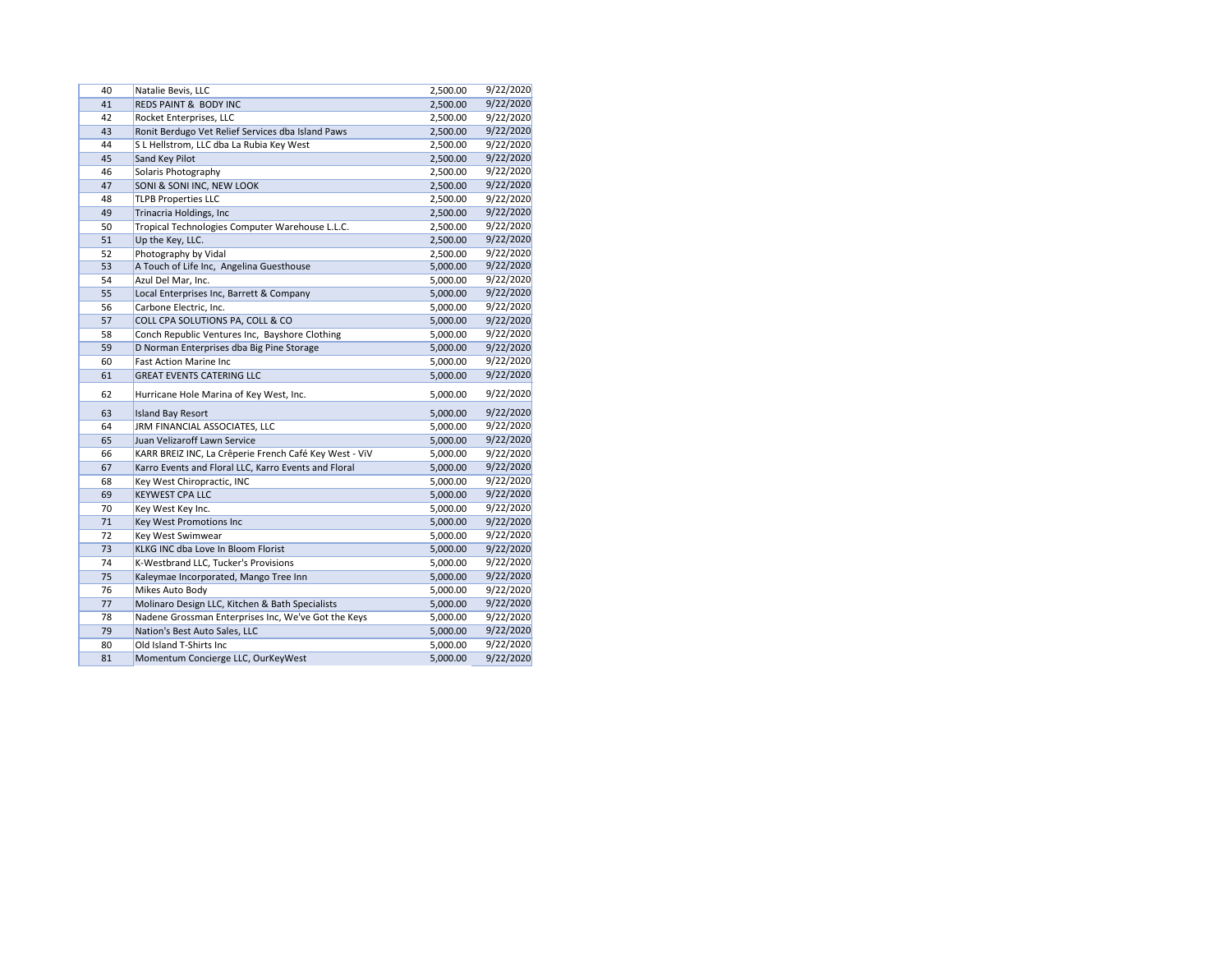| | | | |
|---|---|---|---|
| 40 | Natalie Bevis, LLC | 2,500.00 | 9/22/2020 |
| 41 | REDS PAINT & BODY INC | 2,500.00 | 9/22/2020 |
| 42 | Rocket Enterprises, LLC | 2,500.00 | 9/22/2020 |
| 43 | Ronit Berdugo Vet Relief Services dba Island Paws | 2,500.00 | 9/22/2020 |
| 44 | S L Hellstrom, LLC dba La Rubia Key West | 2,500.00 | 9/22/2020 |
| 45 | Sand Key Pilot | 2,500.00 | 9/22/2020 |
| 46 | Solaris Photography | 2,500.00 | 9/22/2020 |
| 47 | SONI & SONI INC, NEW LOOK | 2,500.00 | 9/22/2020 |
| 48 | TLPB Properties LLC | 2,500.00 | 9/22/2020 |
| 49 | Trinacria Holdings, Inc | 2,500.00 | 9/22/2020 |
| 50 | Tropical Technologies Computer Warehouse L.L.C. | 2,500.00 | 9/22/2020 |
| 51 | Up the Key, LLC. | 2,500.00 | 9/22/2020 |
| 52 | Photography by Vidal | 2,500.00 | 9/22/2020 |
| 53 | A Touch of Life Inc, Angelina Guesthouse | 5,000.00 | 9/22/2020 |
| 54 | Azul Del Mar, Inc. | 5,000.00 | 9/22/2020 |
| 55 | Local Enterprises Inc, Barrett & Company | 5,000.00 | 9/22/2020 |
| 56 | Carbone Electric, Inc. | 5,000.00 | 9/22/2020 |
| 57 | COLL CPA SOLUTIONS PA, COLL & CO | 5,000.00 | 9/22/2020 |
| 58 | Conch Republic Ventures Inc, Bayshore Clothing | 5,000.00 | 9/22/2020 |
| 59 | D Norman Enterprises dba Big Pine Storage | 5,000.00 | 9/22/2020 |
| 60 | Fast Action Marine Inc | 5,000.00 | 9/22/2020 |
| 61 | GREAT EVENTS CATERING LLC | 5,000.00 | 9/22/2020 |
| 62 | Hurricane Hole Marina of Key West, Inc. | 5,000.00 | 9/22/2020 |
| 63 | Island Bay Resort | 5,000.00 | 9/22/2020 |
| 64 | JRM FINANCIAL ASSOCIATES, LLC | 5,000.00 | 9/22/2020 |
| 65 | Juan Velizaroff Lawn Service | 5,000.00 | 9/22/2020 |
| 66 | KARR BREIZ INC, La Crêperie French Café Key West - ViV | 5,000.00 | 9/22/2020 |
| 67 | Karro Events and Floral LLC, Karro Events and Floral | 5,000.00 | 9/22/2020 |
| 68 | Key West Chiropractic, INC | 5,000.00 | 9/22/2020 |
| 69 | KEYWEST CPA LLC | 5,000.00 | 9/22/2020 |
| 70 | Key West Key Inc. | 5,000.00 | 9/22/2020 |
| 71 | Key West Promotions Inc | 5,000.00 | 9/22/2020 |
| 72 | Key West Swimwear | 5,000.00 | 9/22/2020 |
| 73 | KLKG INC dba Love In Bloom Florist | 5,000.00 | 9/22/2020 |
| 74 | K-Westbrand LLC, Tucker's Provisions | 5,000.00 | 9/22/2020 |
| 75 | Kaleymae Incorporated, Mango Tree Inn | 5,000.00 | 9/22/2020 |
| 76 | Mikes Auto Body | 5,000.00 | 9/22/2020 |
| 77 | Molinaro Design LLC, Kitchen & Bath Specialists | 5,000.00 | 9/22/2020 |
| 78 | Nadene Grossman Enterprises Inc, We've Got the Keys | 5,000.00 | 9/22/2020 |
| 79 | Nation's Best Auto Sales, LLC | 5,000.00 | 9/22/2020 |
| 80 | Old Island T-Shirts Inc | 5,000.00 | 9/22/2020 |
| 81 | Momentum Concierge LLC, OurKeyWest | 5,000.00 | 9/22/2020 |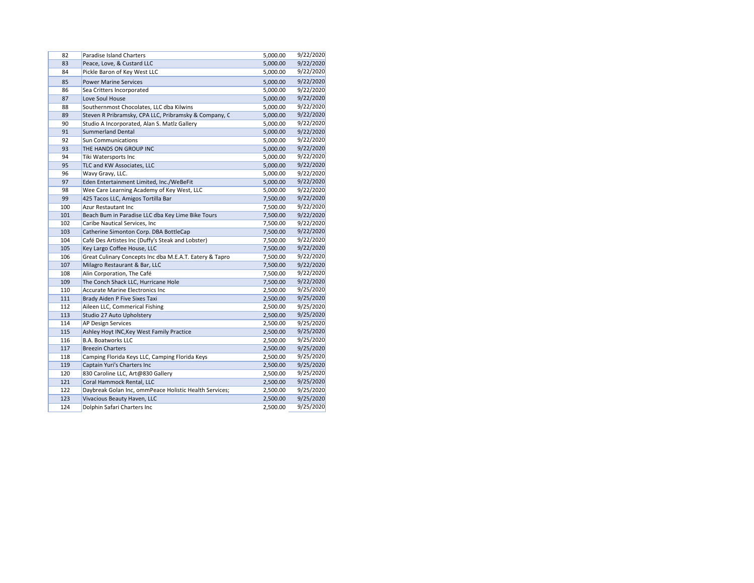| 82 | Paradise Island Charters | 5,000.00 | 9/22/2020 |
|---|---|---|---|
| 83 | Peace, Love, & Custard LLC | 5,000.00 | 9/22/2020 |
| 84 | Pickle Baron of Key West LLC | 5,000.00 | 9/22/2020 |
| 85 | Power Marine Services | 5,000.00 | 9/22/2020 |
| 86 | Sea Critters Incorporated | 5,000.00 | 9/22/2020 |
| 87 | Love Soul House | 5,000.00 | 9/22/2020 |
| 88 | Southernmost Chocolates, LLC dba Kilwins | 5,000.00 | 9/22/2020 |
| 89 | Steven R Pribramsky, CPA LLC, Pribramsky & Company, C | 5,000.00 | 9/22/2020 |
| 90 | Studio A Incorporated, Alan S. Matlz Gallery | 5,000.00 | 9/22/2020 |
| 91 | Summerland Dental | 5,000.00 | 9/22/2020 |
| 92 | Sun Communications | 5,000.00 | 9/22/2020 |
| 93 | THE HANDS ON GROUP INC | 5,000.00 | 9/22/2020 |
| 94 | Tiki Watersports Inc | 5,000.00 | 9/22/2020 |
| 95 | TLC and KW Associates, LLC | 5,000.00 | 9/22/2020 |
| 96 | Wavy Gravy, LLC. | 5,000.00 | 9/22/2020 |
| 97 | Eden Entertainment Limited, Inc./WeBeFit | 5,000.00 | 9/22/2020 |
| 98 | Wee Care Learning Academy of Key West, LLC | 5,000.00 | 9/22/2020 |
| 99 | 425 Tacos LLC, Amigos Tortilla Bar | 7,500.00 | 9/22/2020 |
| 100 | Azur Restaurant Inc | 7,500.00 | 9/22/2020 |
| 101 | Beach Bum in Paradise LLC dba Key Lime Bike Tours | 7,500.00 | 9/22/2020 |
| 102 | Caribe Nautical Services, Inc | 7,500.00 | 9/22/2020 |
| 103 | Catherine Simonton Corp. DBA BottleCap | 7,500.00 | 9/22/2020 |
| 104 | Café Des Artistes Inc (Duffy's Steak and Lobster) | 7,500.00 | 9/22/2020 |
| 105 | Key Largo Coffee House, LLC | 7,500.00 | 9/22/2020 |
| 106 | Great Culinary Concepts Inc dba M.E.A.T. Eatery & Tapro | 7,500.00 | 9/22/2020 |
| 107 | Milagro Restaurant & Bar, LLC | 7,500.00 | 9/22/2020 |
| 108 | Alin Corporation, The Café | 7,500.00 | 9/22/2020 |
| 109 | The Conch Shack LLC, Hurricane Hole | 7,500.00 | 9/22/2020 |
| 110 | Accurate Marine Electronics Inc | 2,500.00 | 9/25/2020 |
| 111 | Brady Aiden P Five Sixes Taxi | 2,500.00 | 9/25/2020 |
| 112 | Aileen LLC, Commerical Fishing | 2,500.00 | 9/25/2020 |
| 113 | Studio 27 Auto Upholstery | 2,500.00 | 9/25/2020 |
| 114 | AP Design Services | 2,500.00 | 9/25/2020 |
| 115 | Ashley Hoyt INC,Key West Family Practice | 2,500.00 | 9/25/2020 |
| 116 | B.A. Boatworks LLC | 2,500.00 | 9/25/2020 |
| 117 | Breezin Charters | 2,500.00 | 9/25/2020 |
| 118 | Camping Florida Keys LLC, Camping Florida Keys | 2,500.00 | 9/25/2020 |
| 119 | Captain Yuri's Charters Inc | 2,500.00 | 9/25/2020 |
| 120 | 830 Caroline LLC, Art@830 Gallery | 2,500.00 | 9/25/2020 |
| 121 | Coral Hammock Rental, LLC | 2,500.00 | 9/25/2020 |
| 122 | Daybreak Golan Inc, ommPeace Holistic Health Services; | 2,500.00 | 9/25/2020 |
| 123 | Vivacious Beauty Haven, LLC | 2,500.00 | 9/25/2020 |
| 124 | Dolphin Safari Charters Inc | 2,500.00 | 9/25/2020 |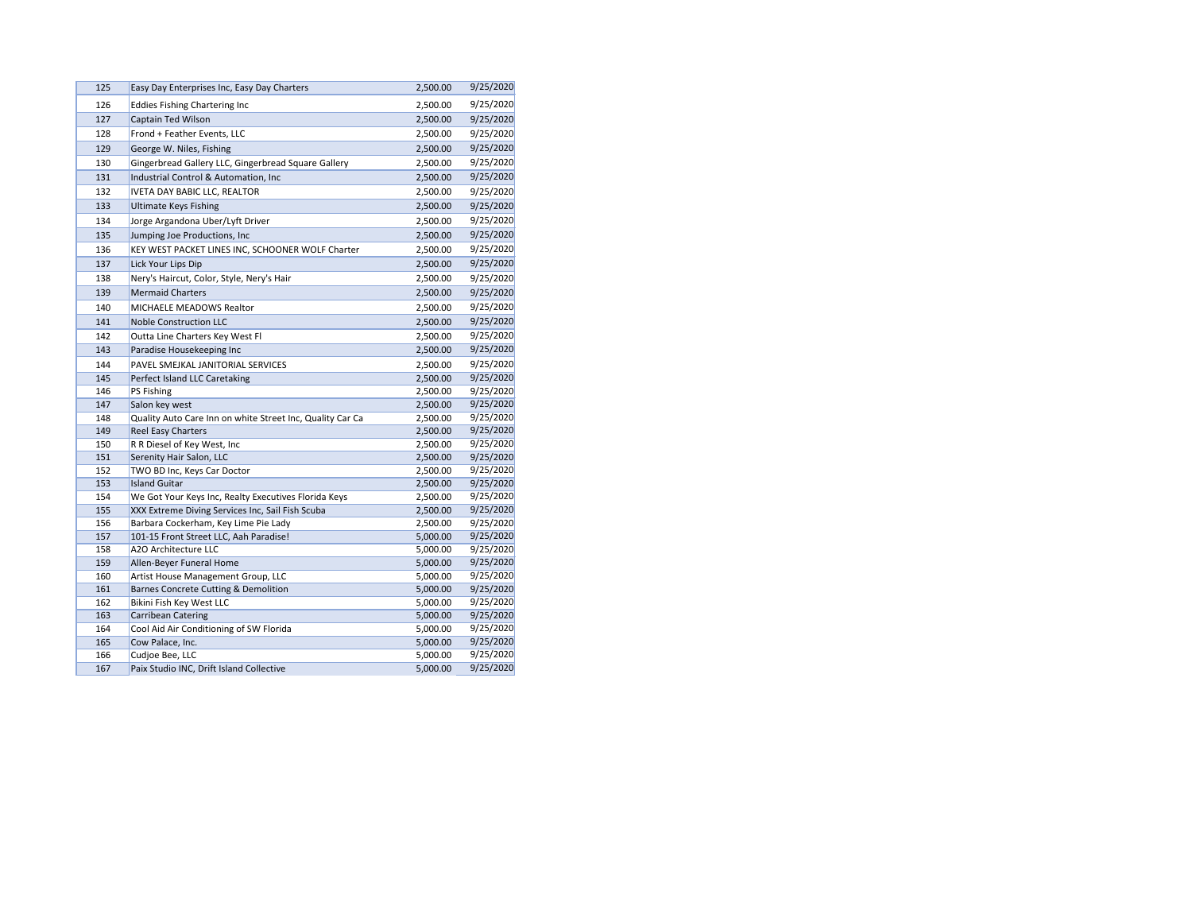| | | | |
|---|---|---|---|
| 125 | Easy Day Enterprises Inc, Easy Day Charters | 2,500.00 | 9/25/2020 |
| 126 | Eddies Fishing Chartering Inc | 2,500.00 | 9/25/2020 |
| 127 | Captain Ted Wilson | 2,500.00 | 9/25/2020 |
| 128 | Frond + Feather Events, LLC | 2,500.00 | 9/25/2020 |
| 129 | George W. Niles, Fishing | 2,500.00 | 9/25/2020 |
| 130 | Gingerbread Gallery LLC, Gingerbread Square Gallery | 2,500.00 | 9/25/2020 |
| 131 | Industrial Control & Automation, Inc | 2,500.00 | 9/25/2020 |
| 132 | IVETA DAY BABIC LLC, REALTOR | 2,500.00 | 9/25/2020 |
| 133 | Ultimate Keys Fishing | 2,500.00 | 9/25/2020 |
| 134 | Jorge Argandona Uber/Lyft Driver | 2,500.00 | 9/25/2020 |
| 135 | Jumping Joe Productions, Inc | 2,500.00 | 9/25/2020 |
| 136 | KEY WEST PACKET LINES INC, SCHOONER WOLF Charter | 2,500.00 | 9/25/2020 |
| 137 | Lick Your Lips Dip | 2,500.00 | 9/25/2020 |
| 138 | Nery's Haircut, Color, Style, Nery's Hair | 2,500.00 | 9/25/2020 |
| 139 | Mermaid Charters | 2,500.00 | 9/25/2020 |
| 140 | MICHAELE MEADOWS Realtor | 2,500.00 | 9/25/2020 |
| 141 | Noble Construction LLC | 2,500.00 | 9/25/2020 |
| 142 | Outta Line Charters Key West Fl | 2,500.00 | 9/25/2020 |
| 143 | Paradise Housekeeping Inc | 2,500.00 | 9/25/2020 |
| 144 | PAVEL SMEJKAL JANITORIAL SERVICES | 2,500.00 | 9/25/2020 |
| 145 | Perfect Island LLC Caretaking | 2,500.00 | 9/25/2020 |
| 146 | PS Fishing | 2,500.00 | 9/25/2020 |
| 147 | Salon key west | 2,500.00 | 9/25/2020 |
| 148 | Quality Auto Care Inn on white Street Inc, Quality Car Ca | 2,500.00 | 9/25/2020 |
| 149 | Reel Easy Charters | 2,500.00 | 9/25/2020 |
| 150 | R R Diesel of Key West, Inc | 2,500.00 | 9/25/2020 |
| 151 | Serenity Hair Salon, LLC | 2,500.00 | 9/25/2020 |
| 152 | TWO BD Inc, Keys Car Doctor | 2,500.00 | 9/25/2020 |
| 153 | Island Guitar | 2,500.00 | 9/25/2020 |
| 154 | We Got Your Keys Inc, Realty Executives Florida Keys | 2,500.00 | 9/25/2020 |
| 155 | XXX Extreme Diving Services Inc, Sail Fish Scuba | 2,500.00 | 9/25/2020 |
| 156 | Barbara Cockerham, Key Lime Pie Lady | 2,500.00 | 9/25/2020 |
| 157 | 101-15 Front Street LLC, Aah Paradise! | 5,000.00 | 9/25/2020 |
| 158 | A2O Architecture LLC | 5,000.00 | 9/25/2020 |
| 159 | Allen-Beyer Funeral Home | 5,000.00 | 9/25/2020 |
| 160 | Artist House Management Group, LLC | 5,000.00 | 9/25/2020 |
| 161 | Barnes Concrete Cutting & Demolition | 5,000.00 | 9/25/2020 |
| 162 | Bikini Fish Key West LLC | 5,000.00 | 9/25/2020 |
| 163 | Carribean Catering | 5,000.00 | 9/25/2020 |
| 164 | Cool Aid Air Conditioning of SW Florida | 5,000.00 | 9/25/2020 |
| 165 | Cow Palace, Inc. | 5,000.00 | 9/25/2020 |
| 166 | Cudjoe Bee, LLC | 5,000.00 | 9/25/2020 |
| 167 | Paix Studio INC, Drift Island Collective | 5,000.00 | 9/25/2020 |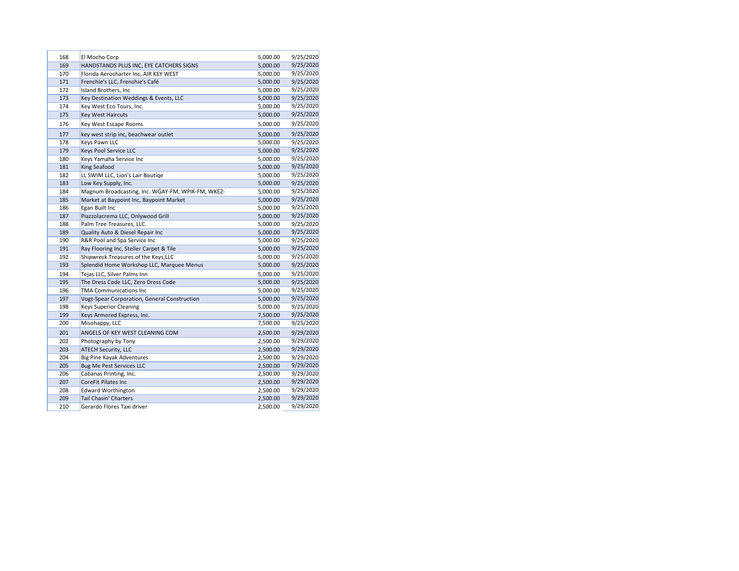| | | | |
|---|---|---|---|
| 168 | El Mocho Corp | 5,000.00 | 9/25/2020 |
| 169 | HANDSTANDS PLUS INC, EYE CATCHERS SIGNS | 5,000.00 | 9/25/2020 |
| 170 | Florida Aerocharter Inc, AIR KEY WEST | 5,000.00 | 9/25/2020 |
| 171 | Frenchie's LLC, Frenchie's Café | 5,000.00 | 9/25/2020 |
| 172 | Island Brothers, Inc | 5,000.00 | 9/25/2020 |
| 173 | Key Destination Weddings & Events, LLC | 5,000.00 | 9/25/2020 |
| 174 | Key West Eco Tours, Inc. | 5,000.00 | 9/25/2020 |
| 175 | Key West Haircuts | 5,000.00 | 9/25/2020 |
| 176 | Key West Escape Rooms | 5,000.00 | 9/25/2020 |
| 177 | key west strip inc, beachwear outlet | 5,000.00 | 9/25/2020 |
| 178 | Keys Pawn LLC | 5,000.00 | 9/25/2020 |
| 179 | Keys Pool Service LLC | 5,000.00 | 9/25/2020 |
| 180 | Keys Yamaha Service Inc | 5,000.00 | 9/25/2020 |
| 181 | King Seafood | 5,000.00 | 9/25/2020 |
| 182 | LL SWIM LLC, Lion's Lair Boutiqe | 5,000.00 | 9/25/2020 |
| 183 | Low Key Supply, Inc. | 5,000.00 | 9/25/2020 |
| 184 | Magnum Broadcasting, Inc. WGAY-FM, WPIK-FM, WKEZ- | 5,000.00 | 9/25/2020 |
| 185 | Market at Baypoint Inc, Baypoint Market | 5,000.00 | 9/25/2020 |
| 186 | Egan Built Inc | 5,000.00 | 9/25/2020 |
| 187 | Piazzolacrema LLC, Onlywood Grill | 5,000.00 | 9/25/2020 |
| 188 | Palm Tree Treasures, LLC. | 5,000.00 | 9/25/2020 |
| 189 | Quality Auto & Diesel Repair Inc | 5,000.00 | 9/25/2020 |
| 190 | R&R Pool and Spa Service Inc | 5,000.00 | 9/25/2020 |
| 191 | Ray Flooring Inc, Steller Carpet & Tile | 5,000.00 | 9/25/2020 |
| 192 | Shipwreck Treasures of the Keys,LLC | 5,000.00 | 9/25/2020 |
| 193 | Splendid Home Workshop LLC, Marquee Menus | 5,000.00 | 9/25/2020 |
| 194 | Tejas LLC, Silver Palms Inn | 5,000.00 | 9/25/2020 |
| 195 | The Dress Code LLC, Zero Dress Code | 5,000.00 | 9/25/2020 |
| 196 | TMA Communications Inc | 5,000.00 | 9/25/2020 |
| 197 | Vogt-Spear Corporation, General Construction | 5,000.00 | 9/25/2020 |
| 198 | Keys Superior Cleaning | 5,000.00 | 9/25/2020 |
| 199 | Keys Armored Express, Inc. | 7,500.00 | 9/25/2020 |
| 200 | Misohappy, LLC | 7,500.00 | 9/25/2020 |
| 201 | ANGELS OF KEY WEST CLEANING COM | 2,500.00 | 9/29/2020 |
| 202 | Photography by Tony | 2,500.00 | 9/29/2020 |
| 203 | ATECH Security, LLC | 2,500.00 | 9/29/2020 |
| 204 | Big Pine Kayak Adventures | 2,500.00 | 9/29/2020 |
| 205 | Bug Me Pest Services LLC | 2,500.00 | 9/29/2020 |
| 206 | Cabanas Printing, Inc. | 2,500.00 | 9/29/2020 |
| 207 | CoreFit Pilates Inc | 2,500.00 | 9/29/2020 |
| 208 | Edward Worthington | 2,500.00 | 9/29/2020 |
| 209 | Tail Chasin' Charters | 2,500.00 | 9/29/2020 |
| 210 | Gerardo Flores Taxi driver | 2,500.00 | 9/29/2020 |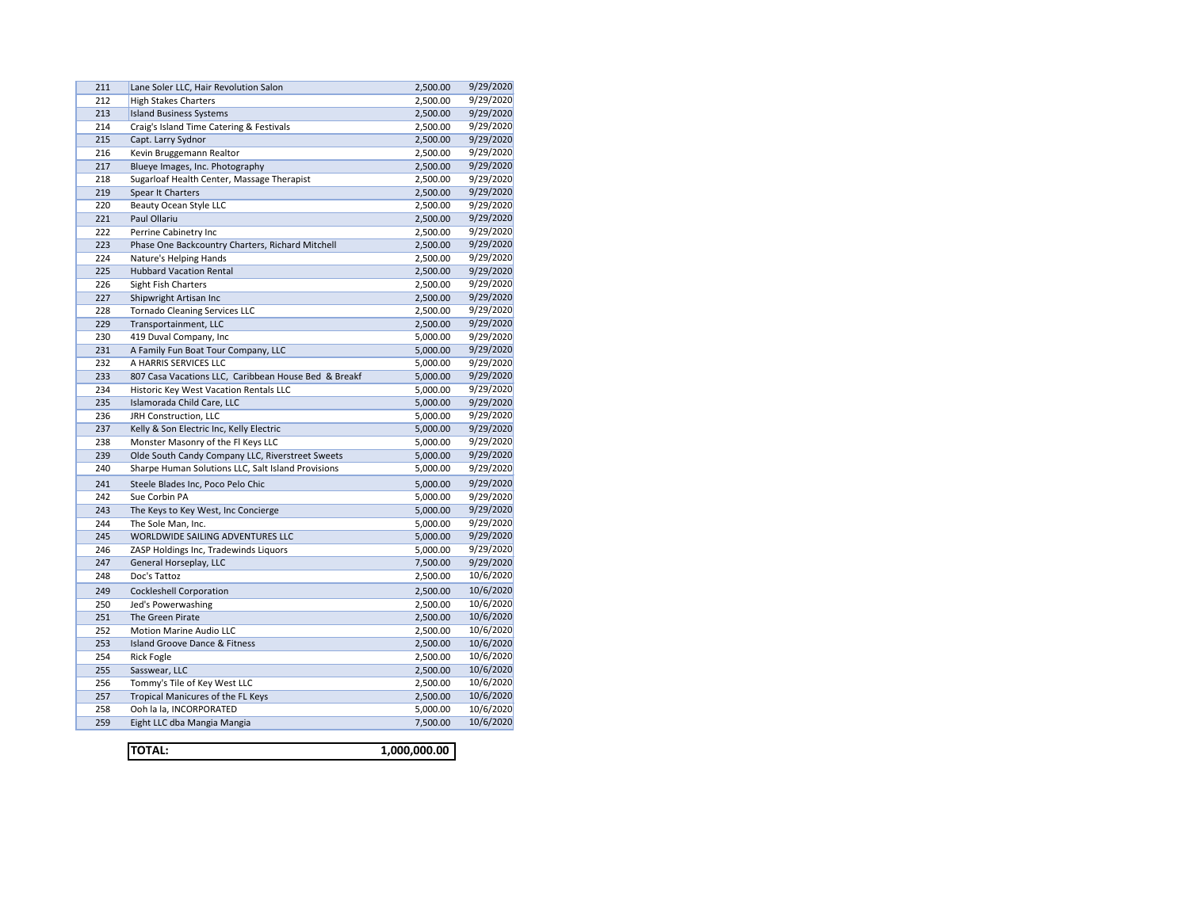| | | | |
|---|---|---|---|
| 211 | Lane Soler LLC, Hair Revolution Salon | 2,500.00 | 9/29/2020 |
| 212 | High Stakes Charters | 2,500.00 | 9/29/2020 |
| 213 | Island Business Systems | 2,500.00 | 9/29/2020 |
| 214 | Craig's Island Time Catering & Festivals | 2,500.00 | 9/29/2020 |
| 215 | Capt. Larry Sydnor | 2,500.00 | 9/29/2020 |
| 216 | Kevin Bruggemann Realtor | 2,500.00 | 9/29/2020 |
| 217 | Blueye Images, Inc. Photography | 2,500.00 | 9/29/2020 |
| 218 | Sugarloaf Health Center, Massage Therapist | 2,500.00 | 9/29/2020 |
| 219 | Spear It Charters | 2,500.00 | 9/29/2020 |
| 220 | Beauty Ocean Style LLC | 2,500.00 | 9/29/2020 |
| 221 | Paul Ollariu | 2,500.00 | 9/29/2020 |
| 222 | Perrine Cabinetry Inc | 2,500.00 | 9/29/2020 |
| 223 | Phase One Backcountry Charters, Richard Mitchell | 2,500.00 | 9/29/2020 |
| 224 | Nature's Helping Hands | 2,500.00 | 9/29/2020 |
| 225 | Hubbard Vacation Rental | 2,500.00 | 9/29/2020 |
| 226 | Sight Fish Charters | 2,500.00 | 9/29/2020 |
| 227 | Shipwright Artisan Inc | 2,500.00 | 9/29/2020 |
| 228 | Tornado Cleaning Services LLC | 2,500.00 | 9/29/2020 |
| 229 | Transportainment, LLC | 2,500.00 | 9/29/2020 |
| 230 | 419 Duval Company, Inc | 5,000.00 | 9/29/2020 |
| 231 | A Family Fun Boat Tour Company, LLC | 5,000.00 | 9/29/2020 |
| 232 | A HARRIS SERVICES LLC | 5,000.00 | 9/29/2020 |
| 233 | 807 Casa Vacations LLC, Caribbean House Bed & Breakf | 5,000.00 | 9/29/2020 |
| 234 | Historic Key West Vacation Rentals LLC | 5,000.00 | 9/29/2020 |
| 235 | Islamorada Child Care, LLC | 5,000.00 | 9/29/2020 |
| 236 | JRH Construction, LLC | 5,000.00 | 9/29/2020 |
| 237 | Kelly & Son Electric Inc, Kelly Electric | 5,000.00 | 9/29/2020 |
| 238 | Monster Masonry of the Fl Keys LLC | 5,000.00 | 9/29/2020 |
| 239 | Olde South Candy Company LLC, Riverstreet Sweets | 5,000.00 | 9/29/2020 |
| 240 | Sharpe Human Solutions LLC, Salt Island Provisions | 5,000.00 | 9/29/2020 |
| 241 | Steele Blades Inc, Poco Pelo Chic | 5,000.00 | 9/29/2020 |
| 242 | Sue Corbin PA | 5,000.00 | 9/29/2020 |
| 243 | The Keys to Key West, Inc Concierge | 5,000.00 | 9/29/2020 |
| 244 | The Sole Man, Inc. | 5,000.00 | 9/29/2020 |
| 245 | WORLDWIDE SAILING ADVENTURES LLC | 5,000.00 | 9/29/2020 |
| 246 | ZASP Holdings Inc, Tradewinds Liquors | 5,000.00 | 9/29/2020 |
| 247 | General Horseplay, LLC | 7,500.00 | 9/29/2020 |
| 248 | Doc's Tattoz | 2,500.00 | 10/6/2020 |
| 249 | Cockleshell Corporation | 2,500.00 | 10/6/2020 |
| 250 | Jed's Powerwashing | 2,500.00 | 10/6/2020 |
| 251 | The Green Pirate | 2,500.00 | 10/6/2020 |
| 252 | Motion Marine Audio LLC | 2,500.00 | 10/6/2020 |
| 253 | Island Groove Dance & Fitness | 2,500.00 | 10/6/2020 |
| 254 | Rick Fogle | 2,500.00 | 10/6/2020 |
| 255 | Sasswear, LLC | 2,500.00 | 10/6/2020 |
| 256 | Tommy's Tile of Key West LLC | 2,500.00 | 10/6/2020 |
| 257 | Tropical Manicures of the FL Keys | 2,500.00 | 10/6/2020 |
| 258 | Ooh la la, INCORPORATED | 5,000.00 | 10/6/2020 |
| 259 | Eight LLC dba Mangia Mangia | 7,500.00 | 10/6/2020 |

| | |
|---|---|
| **TOTAL:** | **1,000,000.00** |